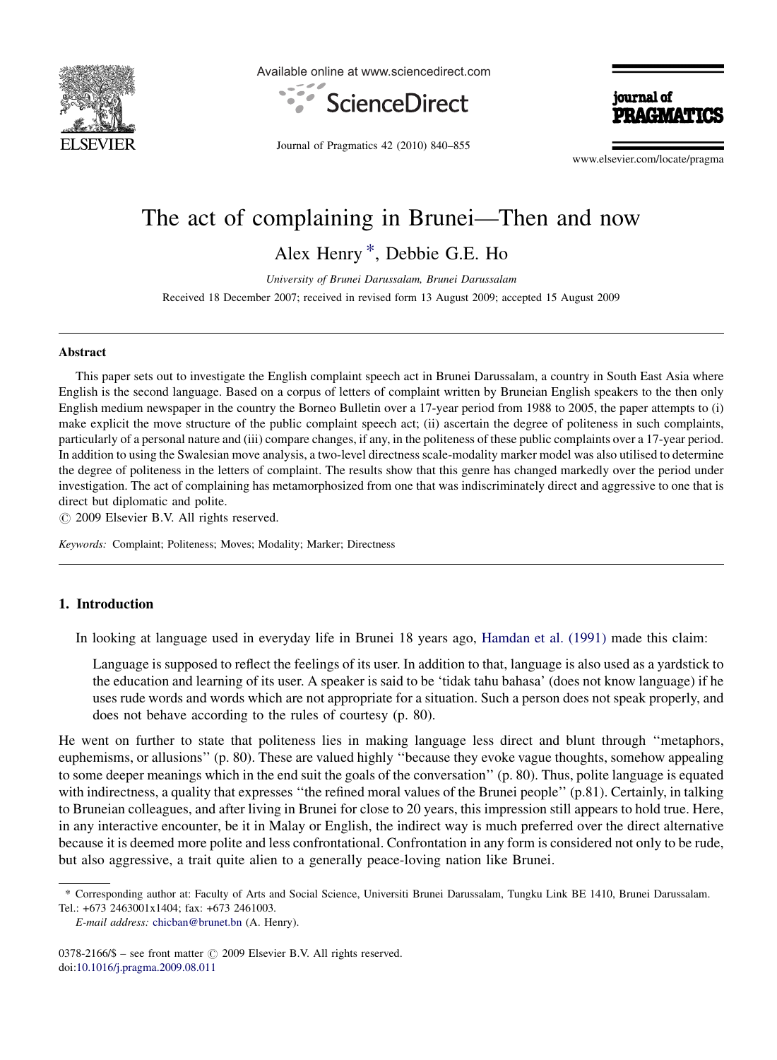# The act of complaining in Brunei—Then and now

Alex Henry *, Debbie G.E. Ho

*University of Brunei Darussalam, Brunei Darussalam*

Received 18 December 2007; received in revised form 13 August 2009; accepted 15 August 2009

---

## Abstract

This paper sets out to investigate the English complaint speech act in Brunei Darussalam, a country in South East Asia where English is the second language. Based on a corpus of letters of complaint written by Bruneian English speakers to the then only English medium newspaper in the country the Borneo Bulletin over a 17-year period from 1988 to 2005, the paper attempts to (i) make explicit the move structure of the public complaint speech act; (ii) ascertain the degree of politeness in such complaints, particularly of a personal nature and (iii) compare changes, if any, in the politeness of these public complaints over a 17-year period. In addition to using the Swalesian move analysis, a two-level directness scale-modality marker model was also utilised to determine the degree of politeness in the letters of complaint. The results show that this genre has changed markedly over the period under investigation. The act of complaining has metamorphosized from one that was indiscriminately direct and aggressive to one that is direct but diplomatic and polite.

© 2009 Elsevier B.V. All rights reserved.

*Keywords:* Complaint; Politeness; Moves; Modality; Marker; Directness

---

## 1. Introduction

In looking at language used in everyday life in Brunei 18 years ago, Hamdan et al. (1991) made this claim:

> Language is supposed to reflect the feelings of its user. In addition to that, language is also used as a yardstick to the education and learning of its user. A speaker is said to be 'tidak tahu bahasa' (does not know language) if he uses rude words and words which are not appropriate for a situation. Such a person does not speak properly, and does not behave according to the rules of courtesy (p. 80).

He went on further to state that politeness lies in making language less direct and blunt through ''metaphors, euphemisms, or allusions'' (p. 80). These are valued highly ''because they evoke vague thoughts, somehow appealing to some deeper meanings which in the end suit the goals of the conversation'' (p. 80). Thus, polite language is equated with indirectness, a quality that expresses ''the refined moral values of the Brunei people'' (p.81). Certainly, in talking to Bruneian colleagues, and after living in Brunei for close to 20 years, this impression still appears to hold true. Here, in any interactive encounter, be it in Malay or English, the indirect way is much preferred over the direct alternative because it is deemed more polite and less confrontational. Confrontation in any form is considered not only to be rude, but also aggressive, a trait quite alien to a generally peace-loving nation like Brunei.

---

* Corresponding author at: Faculty of Arts and Social Science, Universiti Brunei Darussalam, Tungku Link BE 1410, Brunei Darussalam. Tel.: +673 2463001x1404; fax: +673 2461003.

*E-mail address:* chicban@brunet.bn (A. Henry).

0378-2166/$ – see front matter © 2009 Elsevier B.V. All rights reserved.
doi:10.1016/j.pragma.2009.08.011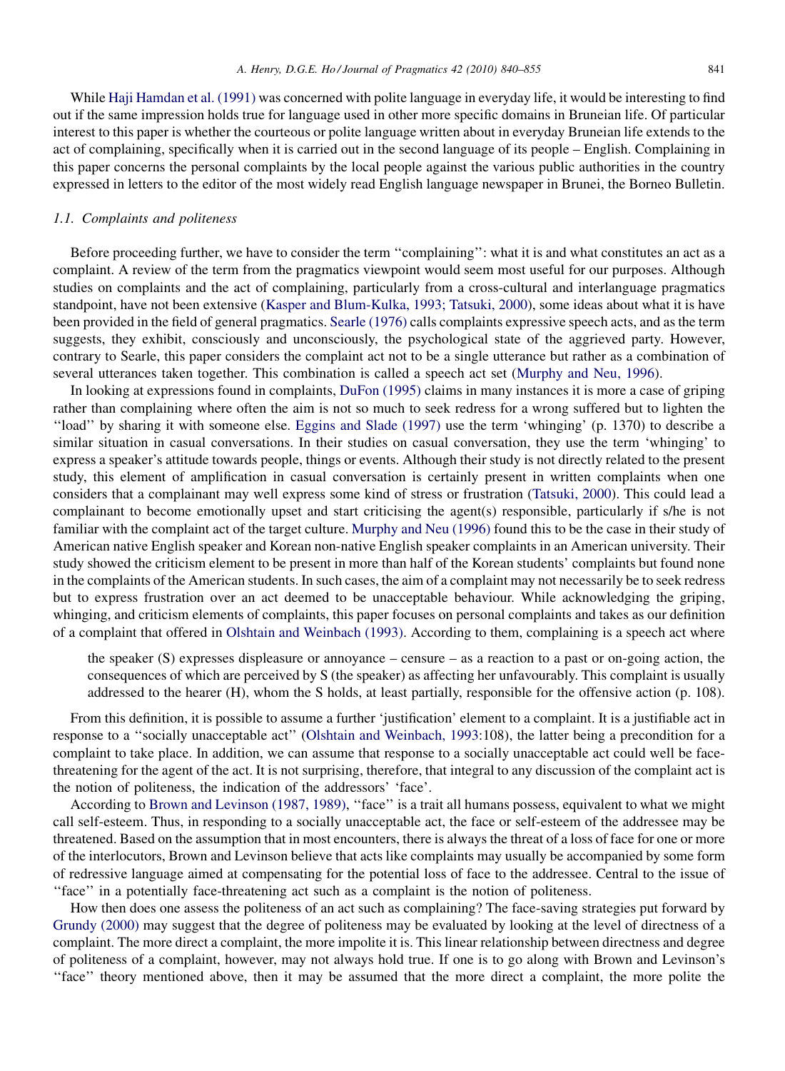While Haji Hamdan et al. (1991) was concerned with polite language in everyday life, it would be interesting to find out if the same impression holds true for language used in other more specific domains in Bruneian life. Of particular interest to this paper is whether the courteous or polite language written about in everyday Bruneian life extends to the act of complaining, specifically when it is carried out in the second language of its people – English. Complaining in this paper concerns the personal complaints by the local people against the various public authorities in the country expressed in letters to the editor of the most widely read English language newspaper in Brunei, the Borneo Bulletin.

### 1.1. Complaints and politeness

Before proceeding further, we have to consider the term ''complaining'': what it is and what constitutes an act as a complaint. A review of the term from the pragmatics viewpoint would seem most useful for our purposes. Although studies on complaints and the act of complaining, particularly from a cross-cultural and interlanguage pragmatics standpoint, have not been extensive (Kasper and Blum-Kulka, 1993; Tatsuki, 2000), some ideas about what it is have been provided in the field of general pragmatics. Searle (1976) calls complaints expressive speech acts, and as the term suggests, they exhibit, consciously and unconsciously, the psychological state of the aggrieved party. However, contrary to Searle, this paper considers the complaint act not to be a single utterance but rather as a combination of several utterances taken together. This combination is called a speech act set (Murphy and Neu, 1996).

In looking at expressions found in complaints, DuFon (1995) claims in many instances it is more a case of griping rather than complaining where often the aim is not so much to seek redress for a wrong suffered but to lighten the ''load'' by sharing it with someone else. Eggins and Slade (1997) use the term 'whinging' (p. 1370) to describe a similar situation in casual conversations. In their studies on casual conversation, they use the term 'whinging' to express a speaker's attitude towards people, things or events. Although their study is not directly related to the present study, this element of amplification in casual conversation is certainly present in written complaints when one considers that a complainant may well express some kind of stress or frustration (Tatsuki, 2000). This could lead a complainant to become emotionally upset and start criticising the agent(s) responsible, particularly if s/he is not familiar with the complaint act of the target culture. Murphy and Neu (1996) found this to be the case in their study of American native English speaker and Korean non-native English speaker complaints in an American university. Their study showed the criticism element to be present in more than half of the Korean students' complaints but found none in the complaints of the American students. In such cases, the aim of a complaint may not necessarily be to seek redress but to express frustration over an act deemed to be unacceptable behaviour. While acknowledging the griping, whinging, and criticism elements of complaints, this paper focuses on personal complaints and takes as our definition of a complaint that offered in Olshtain and Weinbach (1993). According to them, complaining is a speech act where

> the speaker (S) expresses displeasure or annoyance – censure – as a reaction to a past or on-going action, the consequences of which are perceived by S (the speaker) as affecting her unfavourably. This complaint is usually addressed to the hearer (H), whom the S holds, at least partially, responsible for the offensive action (p. 108).

From this definition, it is possible to assume a further 'justification' element to a complaint. It is a justifiable act in response to a ''socially unacceptable act'' (Olshtain and Weinbach, 1993:108), the latter being a precondition for a complaint to take place. In addition, we can assume that response to a socially unacceptable act could well be face-threatening for the agent of the act. It is not surprising, therefore, that integral to any discussion of the complaint act is the notion of politeness, the indication of the addressors' 'face'.

According to Brown and Levinson (1987, 1989), ''face'' is a trait all humans possess, equivalent to what we might call self-esteem. Thus, in responding to a socially unacceptable act, the face or self-esteem of the addressee may be threatened. Based on the assumption that in most encounters, there is always the threat of a loss of face for one or more of the interlocutors, Brown and Levinson believe that acts like complaints may usually be accompanied by some form of redressive language aimed at compensating for the potential loss of face to the addressee. Central to the issue of ''face'' in a potentially face-threatening act such as a complaint is the notion of politeness.

How then does one assess the politeness of an act such as complaining? The face-saving strategies put forward by Grundy (2000) may suggest that the degree of politeness may be evaluated by looking at the level of directness of a complaint. The more direct a complaint, the more impolite it is. This linear relationship between directness and degree of politeness of a complaint, however, may not always hold true. If one is to go along with Brown and Levinson's ''face'' theory mentioned above, then it may be assumed that the more direct a complaint, the more polite the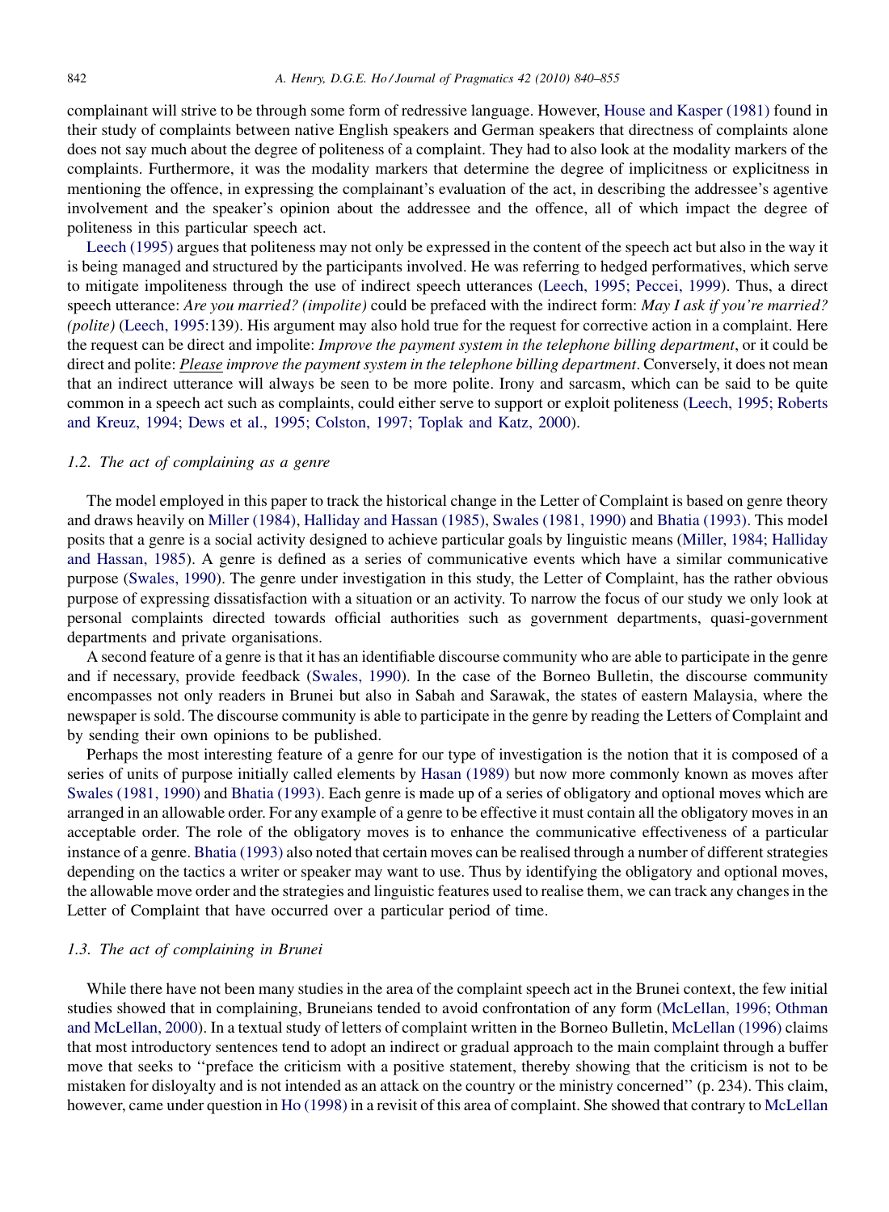complainant will strive to be through some form of redressive language. However, House and Kasper (1981) found in their study of complaints between native English speakers and German speakers that directness of complaints alone does not say much about the degree of politeness of a complaint. They had to also look at the modality markers of the complaints. Furthermore, it was the modality markers that determine the degree of implicitness or explicitness in mentioning the offence, in expressing the complainant's evaluation of the act, in describing the addressee's agentive involvement and the speaker's opinion about the addressee and the offence, all of which impact the degree of politeness in this particular speech act.

Leech (1995) argues that politeness may not only be expressed in the content of the speech act but also in the way it is being managed and structured by the participants involved. He was referring to hedged performatives, which serve to mitigate impoliteness through the use of indirect speech utterances (Leech, 1995; Peccei, 1999). Thus, a direct speech utterance: *Are you married? (impolite)* could be prefaced with the indirect form: *May I ask if you're married? (polite)* (Leech, 1995:139). His argument may also hold true for the request for corrective action in a complaint. Here the request can be direct and impolite: *Improve the payment system in the telephone billing department*, or it could be direct and polite: ***Please*** *improve the payment system in the telephone billing department*. Conversely, it does not mean that an indirect utterance will always be seen to be more polite. Irony and sarcasm, which can be said to be quite common in a speech act such as complaints, could either serve to support or exploit politeness (Leech, 1995; Roberts and Kreuz, 1994; Dews et al., 1995; Colston, 1997; Toplak and Katz, 2000).

### 1.2. The act of complaining as a genre

The model employed in this paper to track the historical change in the Letter of Complaint is based on genre theory and draws heavily on Miller (1984), Halliday and Hassan (1985), Swales (1981, 1990) and Bhatia (1993). This model posits that a genre is a social activity designed to achieve particular goals by linguistic means (Miller, 1984; Halliday and Hassan, 1985). A genre is defined as a series of communicative events which have a similar communicative purpose (Swales, 1990). The genre under investigation in this study, the Letter of Complaint, has the rather obvious purpose of expressing dissatisfaction with a situation or an activity. To narrow the focus of our study we only look at personal complaints directed towards official authorities such as government departments, quasi-government departments and private organisations.

A second feature of a genre is that it has an identifiable discourse community who are able to participate in the genre and if necessary, provide feedback (Swales, 1990). In the case of the Borneo Bulletin, the discourse community encompasses not only readers in Brunei but also in Sabah and Sarawak, the states of eastern Malaysia, where the newspaper is sold. The discourse community is able to participate in the genre by reading the Letters of Complaint and by sending their own opinions to be published.

Perhaps the most interesting feature of a genre for our type of investigation is the notion that it is composed of a series of units of purpose initially called elements by Hasan (1989) but now more commonly known as moves after Swales (1981, 1990) and Bhatia (1993). Each genre is made up of a series of obligatory and optional moves which are arranged in an allowable order. For any example of a genre to be effective it must contain all the obligatory moves in an acceptable order. The role of the obligatory moves is to enhance the communicative effectiveness of a particular instance of a genre. Bhatia (1993) also noted that certain moves can be realised through a number of different strategies depending on the tactics a writer or speaker may want to use. Thus by identifying the obligatory and optional moves, the allowable move order and the strategies and linguistic features used to realise them, we can track any changes in the Letter of Complaint that have occurred over a particular period of time.

### 1.3. The act of complaining in Brunei

While there have not been many studies in the area of the complaint speech act in the Brunei context, the few initial studies showed that in complaining, Bruneians tended to avoid confrontation of any form (McLellan, 1996; Othman and McLellan, 2000). In a textual study of letters of complaint written in the Borneo Bulletin, McLellan (1996) claims that most introductory sentences tend to adopt an indirect or gradual approach to the main complaint through a buffer move that seeks to ''preface the criticism with a positive statement, thereby showing that the criticism is not to be mistaken for disloyalty and is not intended as an attack on the country or the ministry concerned'' (p. 234). This claim, however, came under question in Ho (1998) in a revisit of this area of complaint. She showed that contrary to McLellan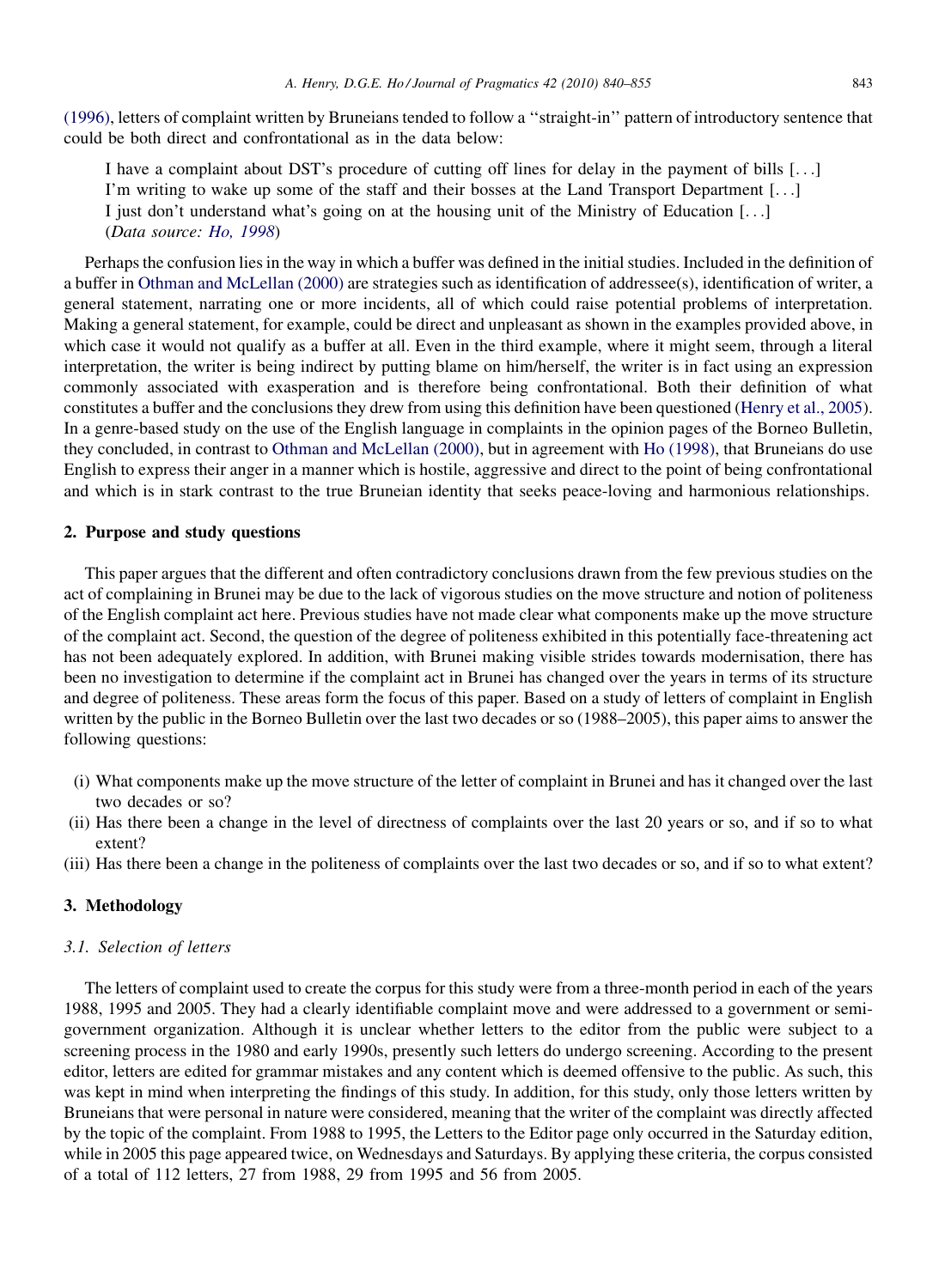(1996), letters of complaint written by Bruneians tended to follow a ''straight-in'' pattern of introductory sentence that could be both direct and confrontational as in the data below:

> I have a complaint about DST's procedure of cutting off lines for delay in the payment of bills [. . .]
> I'm writing to wake up some of the staff and their bosses at the Land Transport Department [. . .]
> I just don't understand what's going on at the housing unit of the Ministry of Education [. . .]
> (*Data source: Ho, 1998*)

Perhaps the confusion lies in the way in which a buffer was defined in the initial studies. Included in the definition of a buffer in Othman and McLellan (2000) are strategies such as identification of addressee(s), identification of writer, a general statement, narrating one or more incidents, all of which could raise potential problems of interpretation. Making a general statement, for example, could be direct and unpleasant as shown in the examples provided above, in which case it would not qualify as a buffer at all. Even in the third example, where it might seem, through a literal interpretation, the writer is being indirect by putting blame on him/herself, the writer is in fact using an expression commonly associated with exasperation and is therefore being confrontational. Both their definition of what constitutes a buffer and the conclusions they drew from using this definition have been questioned (Henry et al., 2005). In a genre-based study on the use of the English language in complaints in the opinion pages of the Borneo Bulletin, they concluded, in contrast to Othman and McLellan (2000), but in agreement with Ho (1998), that Bruneians do use English to express their anger in a manner which is hostile, aggressive and direct to the point of being confrontational and which is in stark contrast to the true Bruneian identity that seeks peace-loving and harmonious relationships.

## 2. Purpose and study questions

This paper argues that the different and often contradictory conclusions drawn from the few previous studies on the act of complaining in Brunei may be due to the lack of vigorous studies on the move structure and notion of politeness of the English complaint act here. Previous studies have not made clear what components make up the move structure of the complaint act. Second, the question of the degree of politeness exhibited in this potentially face-threatening act has not been adequately explored. In addition, with Brunei making visible strides towards modernisation, there has been no investigation to determine if the complaint act in Brunei has changed over the years in terms of its structure and degree of politeness. These areas form the focus of this paper. Based on a study of letters of complaint in English written by the public in the Borneo Bulletin over the last two decades or so (1988–2005), this paper aims to answer the following questions:

(i) What components make up the move structure of the letter of complaint in Brunei and has it changed over the last two decades or so?
(ii) Has there been a change in the level of directness of complaints over the last 20 years or so, and if so to what extent?
(iii) Has there been a change in the politeness of complaints over the last two decades or so, and if so to what extent?

## 3. Methodology

### 3.1. Selection of letters

The letters of complaint used to create the corpus for this study were from a three-month period in each of the years 1988, 1995 and 2005. They had a clearly identifiable complaint move and were addressed to a government or semi-government organization. Although it is unclear whether letters to the editor from the public were subject to a screening process in the 1980 and early 1990s, presently such letters do undergo screening. According to the present editor, letters are edited for grammar mistakes and any content which is deemed offensive to the public. As such, this was kept in mind when interpreting the findings of this study. In addition, for this study, only those letters written by Bruneians that were personal in nature were considered, meaning that the writer of the complaint was directly affected by the topic of the complaint. From 1988 to 1995, the Letters to the Editor page only occurred in the Saturday edition, while in 2005 this page appeared twice, on Wednesdays and Saturdays. By applying these criteria, the corpus consisted of a total of 112 letters, 27 from 1988, 29 from 1995 and 56 from 2005.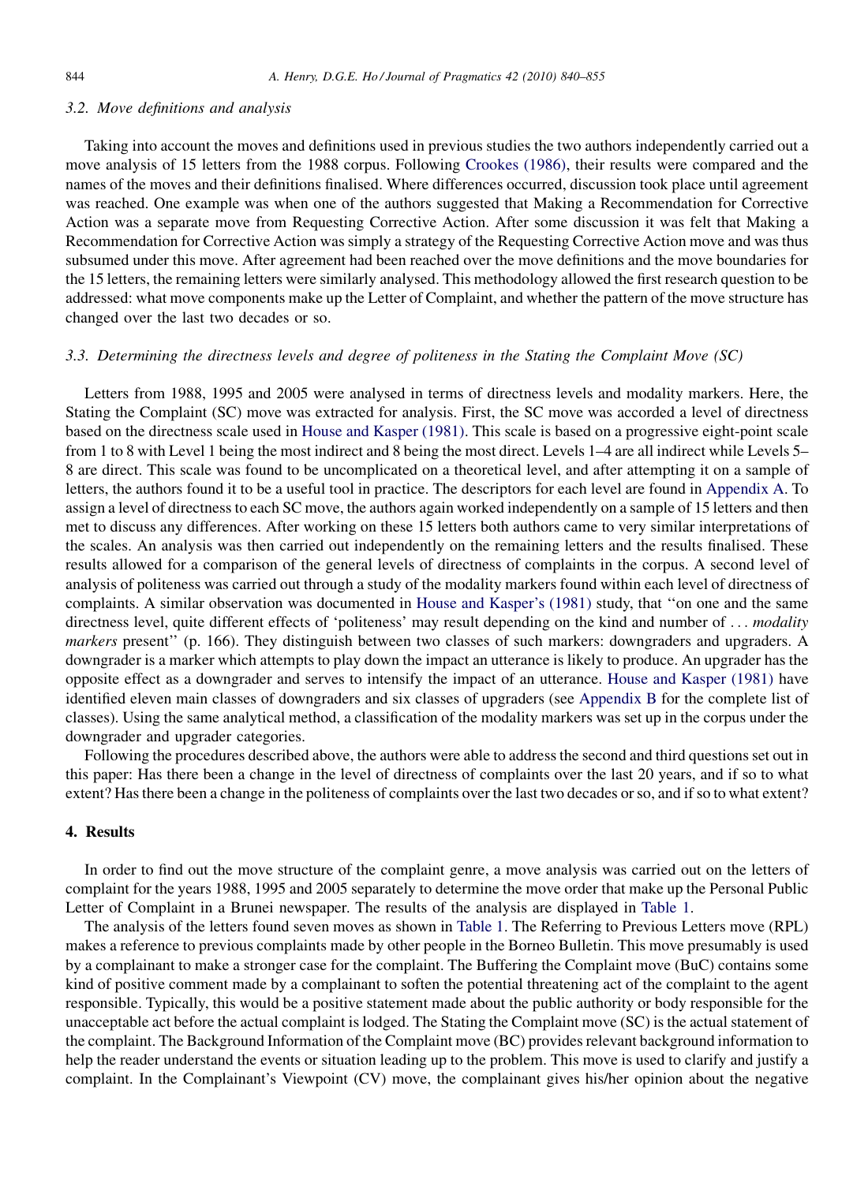### 3.2. Move definitions and analysis

Taking into account the moves and definitions used in previous studies the two authors independently carried out a move analysis of 15 letters from the 1988 corpus. Following Crookes (1986), their results were compared and the names of the moves and their definitions finalised. Where differences occurred, discussion took place until agreement was reached. One example was when one of the authors suggested that Making a Recommendation for Corrective Action was a separate move from Requesting Corrective Action. After some discussion it was felt that Making a Recommendation for Corrective Action was simply a strategy of the Requesting Corrective Action move and was thus subsumed under this move. After agreement had been reached over the move definitions and the move boundaries for the 15 letters, the remaining letters were similarly analysed. This methodology allowed the first research question to be addressed: what move components make up the Letter of Complaint, and whether the pattern of the move structure has changed over the last two decades or so.

### 3.3. Determining the directness levels and degree of politeness in the Stating the Complaint Move (SC)

Letters from 1988, 1995 and 2005 were analysed in terms of directness levels and modality markers. Here, the Stating the Complaint (SC) move was extracted for analysis. First, the SC move was accorded a level of directness based on the directness scale used in House and Kasper (1981). This scale is based on a progressive eight-point scale from 1 to 8 with Level 1 being the most indirect and 8 being the most direct. Levels 1–4 are all indirect while Levels 5–8 are direct. This scale was found to be uncomplicated on a theoretical level, and after attempting it on a sample of letters, the authors found it to be a useful tool in practice. The descriptors for each level are found in Appendix A. To assign a level of directness to each SC move, the authors again worked independently on a sample of 15 letters and then met to discuss any differences. After working on these 15 letters both authors came to very similar interpretations of the scales. An analysis was then carried out independently on the remaining letters and the results finalised. These results allowed for a comparison of the general levels of directness of complaints in the corpus. A second level of analysis of politeness was carried out through a study of the modality markers found within each level of directness of complaints. A similar observation was documented in House and Kasper's (1981) study, that ''on one and the same directness level, quite different effects of 'politeness' may result depending on the kind and number of . . . *modality markers* present'' (p. 166). They distinguish between two classes of such markers: downgraders and upgraders. A downgrader is a marker which attempts to play down the impact an utterance is likely to produce. An upgrader has the opposite effect as a downgrader and serves to intensify the impact of an utterance. House and Kasper (1981) have identified eleven main classes of downgraders and six classes of upgraders (see Appendix B for the complete list of classes). Using the same analytical method, a classification of the modality markers was set up in the corpus under the downgrader and upgrader categories.

Following the procedures described above, the authors were able to address the second and third questions set out in this paper: Has there been a change in the level of directness of complaints over the last 20 years, and if so to what extent? Has there been a change in the politeness of complaints over the last two decades or so, and if so to what extent?

## 4. Results

In order to find out the move structure of the complaint genre, a move analysis was carried out on the letters of complaint for the years 1988, 1995 and 2005 separately to determine the move order that make up the Personal Public Letter of Complaint in a Brunei newspaper. The results of the analysis are displayed in Table 1.

The analysis of the letters found seven moves as shown in Table 1. The Referring to Previous Letters move (RPL) makes a reference to previous complaints made by other people in the Borneo Bulletin. This move presumably is used by a complainant to make a stronger case for the complaint. The Buffering the Complaint move (BuC) contains some kind of positive comment made by a complainant to soften the potential threatening act of the complaint to the agent responsible. Typically, this would be a positive statement made about the public authority or body responsible for the unacceptable act before the actual complaint is lodged. The Stating the Complaint move (SC) is the actual statement of the complaint. The Background Information of the Complaint move (BC) provides relevant background information to help the reader understand the events or situation leading up to the problem. This move is used to clarify and justify a complaint. In the Complainant's Viewpoint (CV) move, the complainant gives his/her opinion about the negative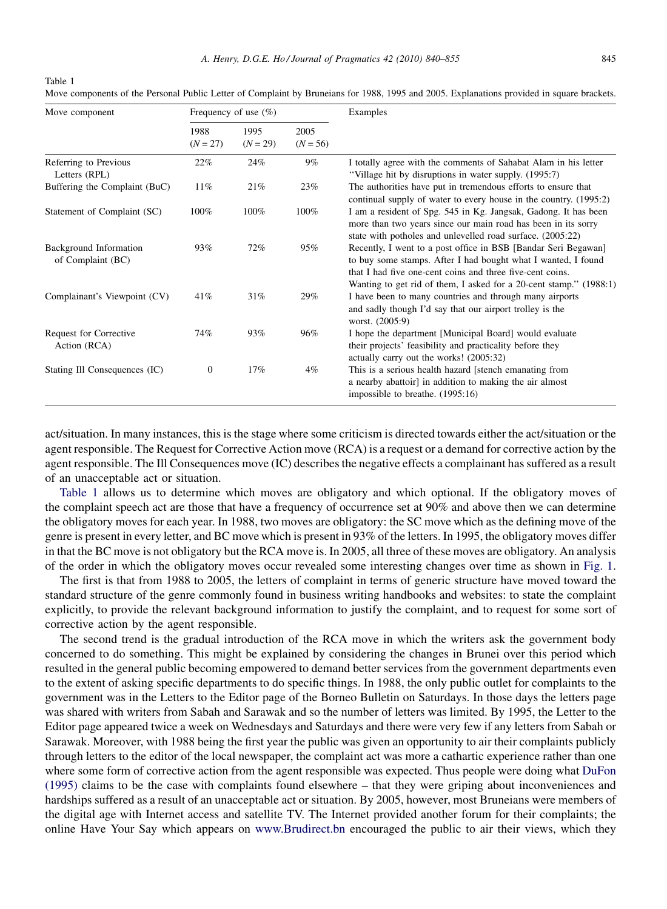Table 1

Move components of the Personal Public Letter of Complaint by Bruneians for 1988, 1995 and 2005. Explanations provided in square brackets.

| Move component | Frequency of use (%) | | | Examples |
|---|---|---|---|---|
| | 1988 (N = 27) | 1995 (N = 29) | 2005 (N = 56) | |
| Referring to Previous Letters (RPL) | 22% | 24% | 9% | I totally agree with the comments of Sahabat Alam in his letter "Village hit by disruptions in water supply. (1995:7) |
| Buffering the Complaint (BuC) | 11% | 21% | 23% | The authorities have put in tremendous efforts to ensure that continual supply of water to every house in the country. (1995:2) |
| Statement of Complaint (SC) | 100% | 100% | 100% | I am a resident of Spg. 545 in Kg. Jangsak, Gadong. It has been more than two years since our main road has been in its sorry state with potholes and unlevelled road surface. (2005:22) |
| Background Information of Complaint (BC) | 93% | 72% | 95% | Recently, I went to a post office in BSB [Bandar Seri Begawan] to buy some stamps. After I had bought what I wanted, I found that I had five one-cent coins and three five-cent coins. Wanting to get rid of them, I asked for a 20-cent stamp." (1988:1) |
| Complainant's Viewpoint (CV) | 41% | 31% | 29% | I have been to many countries and through many airports and sadly though I'd say that our airport trolley is the worst. (2005:9) |
| Request for Corrective Action (RCA) | 74% | 93% | 96% | I hope the department [Municipal Board] would evaluate their projects' feasibility and practicality before they actually carry out the works! (2005:32) |
| Stating Ill Consequences (IC) | 0 | 17% | 4% | This is a serious health hazard [stench emanating from a nearby abattoir] in addition to making the air almost impossible to breathe. (1995:16) |

act/situation. In many instances, this is the stage where some criticism is directed towards either the act/situation or the agent responsible. The Request for Corrective Action move (RCA) is a request or a demand for corrective action by the agent responsible. The Ill Consequences move (IC) describes the negative effects a complainant has suffered as a result of an unacceptable act or situation.

Table 1 allows us to determine which moves are obligatory and which optional. If the obligatory moves of the complaint speech act are those that have a frequency of occurrence set at 90% and above then we can determine the obligatory moves for each year. In 1988, two moves are obligatory: the SC move which as the defining move of the genre is present in every letter, and BC move which is present in 93% of the letters. In 1995, the obligatory moves differ in that the BC move is not obligatory but the RCA move is. In 2005, all three of these moves are obligatory. An analysis of the order in which the obligatory moves occur revealed some interesting changes over time as shown in Fig. 1.

The first is that from 1988 to 2005, the letters of complaint in terms of generic structure have moved toward the standard structure of the genre commonly found in business writing handbooks and websites: to state the complaint explicitly, to provide the relevant background information to justify the complaint, and to request for some sort of corrective action by the agent responsible.

The second trend is the gradual introduction of the RCA move in which the writers ask the government body concerned to do something. This might be explained by considering the changes in Brunei over this period which resulted in the general public becoming empowered to demand better services from the government departments even to the extent of asking specific departments to do specific things. In 1988, the only public outlet for complaints to the government was in the Letters to the Editor page of the Borneo Bulletin on Saturdays. In those days the letters page was shared with writers from Sabah and Sarawak and so the number of letters was limited. By 1995, the Letter to the Editor page appeared twice a week on Wednesdays and Saturdays and there were very few if any letters from Sabah or Sarawak. Moreover, with 1988 being the first year the public was given an opportunity to air their complaints publicly through letters to the editor of the local newspaper, the complaint act was more a cathartic experience rather than one where some form of corrective action from the agent responsible was expected. Thus people were doing what DuFon (1995) claims to be the case with complaints found elsewhere – that they were griping about inconveniences and hardships suffered as a result of an unacceptable act or situation. By 2005, however, most Bruneians were members of the digital age with Internet access and satellite TV. The Internet provided another forum for their complaints; the online Have Your Say which appears on www.Brudirect.bn encouraged the public to air their views, which they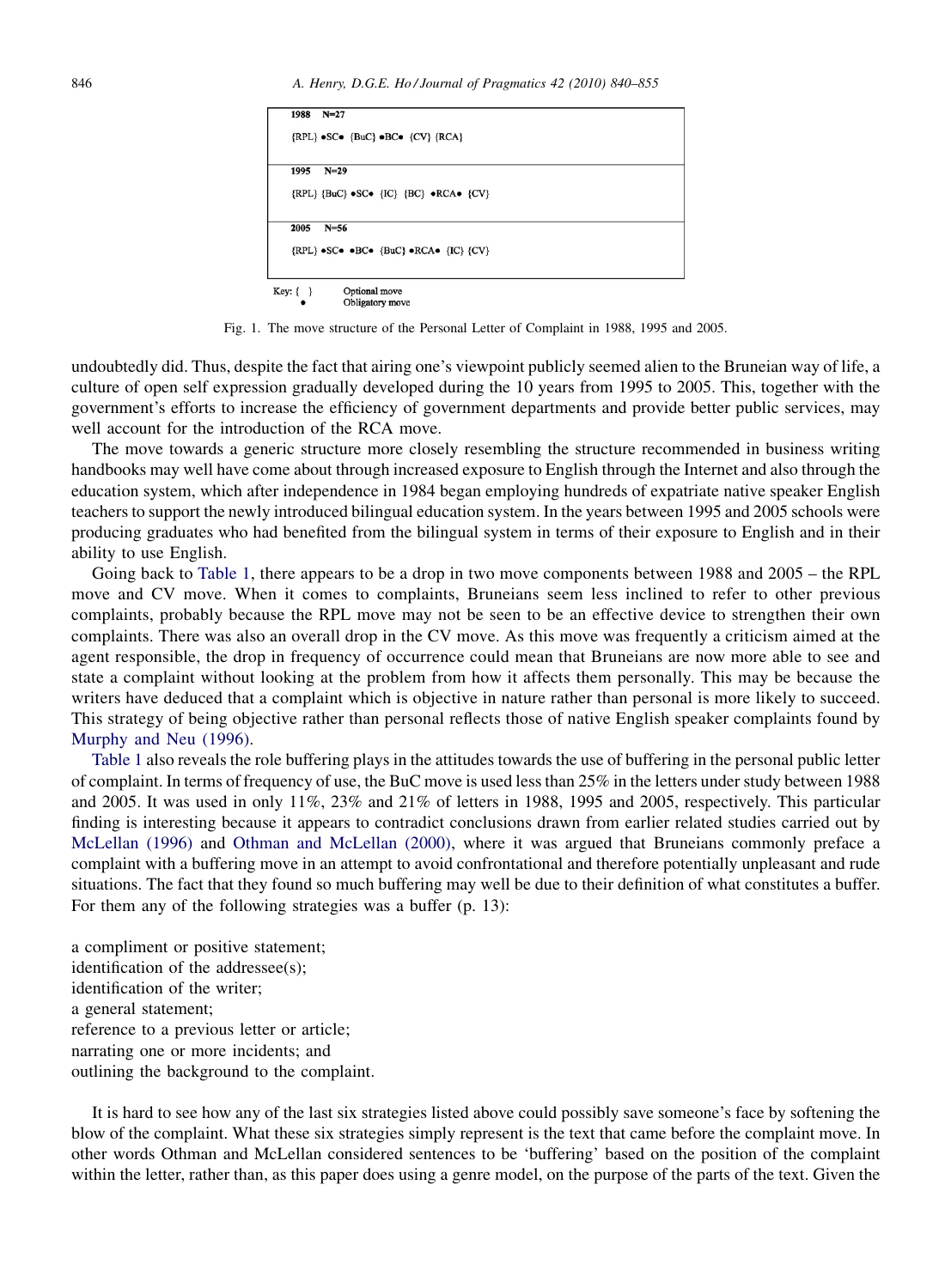| 1988 N=27 |
|---|
| {RPL} •SC• {BuC} •BC• {CV} {RCA} |
| **1995 N=29** |
| {RPL} {BuC} •SC• {IC} {BC} •RCA• {CV} |
| **2005 N=56** |
| {RPL} •SC• •BC• {BuC} •RCA• {IC} {CV} |

Key: { } Optional move
• Obligatory move

Fig. 1. The move structure of the Personal Letter of Complaint in 1988, 1995 and 2005.

undoubtedly did. Thus, despite the fact that airing one's viewpoint publicly seemed alien to the Bruneian way of life, a culture of open self expression gradually developed during the 10 years from 1995 to 2005. This, together with the government's efforts to increase the efficiency of government departments and provide better public services, may well account for the introduction of the RCA move.

The move towards a generic structure more closely resembling the structure recommended in business writing handbooks may well have come about through increased exposure to English through the Internet and also through the education system, which after independence in 1984 began employing hundreds of expatriate native speaker English teachers to support the newly introduced bilingual education system. In the years between 1995 and 2005 schools were producing graduates who had benefited from the bilingual system in terms of their exposure to English and in their ability to use English.

Going back to Table 1, there appears to be a drop in two move components between 1988 and 2005 – the RPL move and CV move. When it comes to complaints, Bruneians seem less inclined to refer to other previous complaints, probably because the RPL move may not be seen to be an effective device to strengthen their own complaints. There was also an overall drop in the CV move. As this move was frequently a criticism aimed at the agent responsible, the drop in frequency of occurrence could mean that Bruneians are now more able to see and state a complaint without looking at the problem from how it affects them personally. This may be because the writers have deduced that a complaint which is objective in nature rather than personal is more likely to succeed. This strategy of being objective rather than personal reflects those of native English speaker complaints found by Murphy and Neu (1996).

Table 1 also reveals the role buffering plays in the attitudes towards the use of buffering in the personal public letter of complaint. In terms of frequency of use, the BuC move is used less than 25% in the letters under study between 1988 and 2005. It was used in only 11%, 23% and 21% of letters in 1988, 1995 and 2005, respectively. This particular finding is interesting because it appears to contradict conclusions drawn from earlier related studies carried out by McLellan (1996) and Othman and McLellan (2000), where it was argued that Bruneians commonly preface a complaint with a buffering move in an attempt to avoid confrontational and therefore potentially unpleasant and rude situations. The fact that they found so much buffering may well be due to their definition of what constitutes a buffer. For them any of the following strategies was a buffer (p. 13):

a compliment or positive statement;
identification of the addressee(s);
identification of the writer;
a general statement;
reference to a previous letter or article;
narrating one or more incidents; and
outlining the background to the complaint.

It is hard to see how any of the last six strategies listed above could possibly save someone's face by softening the blow of the complaint. What these six strategies simply represent is the text that came before the complaint move. In other words Othman and McLellan considered sentences to be 'buffering' based on the position of the complaint within the letter, rather than, as this paper does using a genre model, on the purpose of the parts of the text. Given the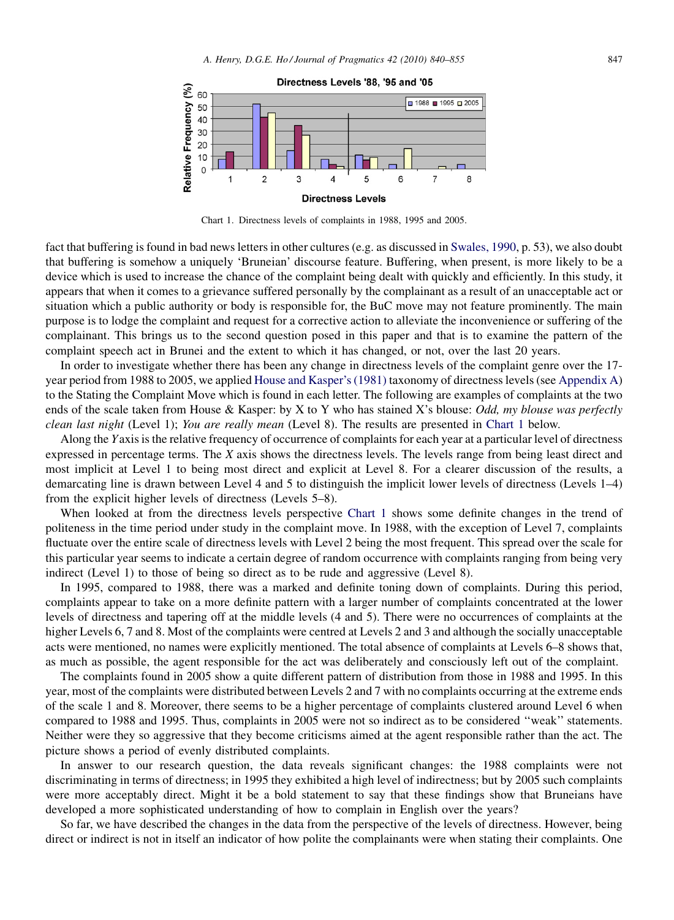Chart 1. Directness levels of complaints in 1988, 1995 and 2005.

fact that buffering is found in bad news letters in other cultures (e.g. as discussed in Swales, 1990, p. 53), we also doubt that buffering is somehow a uniquely 'Bruneian' discourse feature. Buffering, when present, is more likely to be a device which is used to increase the chance of the complaint being dealt with quickly and efficiently. In this study, it appears that when it comes to a grievance suffered personally by the complainant as a result of an unacceptable act or situation which a public authority or body is responsible for, the BuC move may not feature prominently. The main purpose is to lodge the complaint and request for a corrective action to alleviate the inconvenience or suffering of the complainant. This brings us to the second question posed in this paper and that is to examine the pattern of the complaint speech act in Brunei and the extent to which it has changed, or not, over the last 20 years.

In order to investigate whether there has been any change in directness levels of the complaint genre over the 17-year period from 1988 to 2005, we applied House and Kasper's (1981) taxonomy of directness levels (see Appendix A) to the Stating the Complaint Move which is found in each letter. The following are examples of complaints at the two ends of the scale taken from House & Kasper: by X to Y who has stained X's blouse: *Odd, my blouse was perfectly clean last night* (Level 1); *You are really mean* (Level 8). The results are presented in Chart 1 below.

Along the *Y* axis is the relative frequency of occurrence of complaints for each year at a particular level of directness expressed in percentage terms. The *X* axis shows the directness levels. The levels range from being least direct and most implicit at Level 1 to being most direct and explicit at Level 8. For a clearer discussion of the results, a demarcating line is drawn between Level 4 and 5 to distinguish the implicit lower levels of directness (Levels 1–4) from the explicit higher levels of directness (Levels 5–8).

When looked at from the directness levels perspective Chart 1 shows some definite changes in the trend of politeness in the time period under study in the complaint move. In 1988, with the exception of Level 7, complaints fluctuate over the entire scale of directness levels with Level 2 being the most frequent. This spread over the scale for this particular year seems to indicate a certain degree of random occurrence with complaints ranging from being very indirect (Level 1) to those of being so direct as to be rude and aggressive (Level 8).

In 1995, compared to 1988, there was a marked and definite toning down of complaints. During this period, complaints appear to take on a more definite pattern with a larger number of complaints concentrated at the lower levels of directness and tapering off at the middle levels (4 and 5). There were no occurrences of complaints at the higher Levels 6, 7 and 8. Most of the complaints were centred at Levels 2 and 3 and although the socially unacceptable acts were mentioned, no names were explicitly mentioned. The total absence of complaints at Levels 6–8 shows that, as much as possible, the agent responsible for the act was deliberately and consciously left out of the complaint.

The complaints found in 2005 show a quite different pattern of distribution from those in 1988 and 1995. In this year, most of the complaints were distributed between Levels 2 and 7 with no complaints occurring at the extreme ends of the scale 1 and 8. Moreover, there seems to be a higher percentage of complaints clustered around Level 6 when compared to 1988 and 1995. Thus, complaints in 2005 were not so indirect as to be considered ''weak'' statements. Neither were they so aggressive that they become criticisms aimed at the agent responsible rather than the act. The picture shows a period of evenly distributed complaints.

In answer to our research question, the data reveals significant changes: the 1988 complaints were not discriminating in terms of directness; in 1995 they exhibited a high level of indirectness; but by 2005 such complaints were more acceptably direct. Might it be a bold statement to say that these findings show that Bruneians have developed a more sophisticated understanding of how to complain in English over the years?

So far, we have described the changes in the data from the perspective of the levels of directness. However, being direct or indirect is not in itself an indicator of how polite the complainants were when stating their complaints. One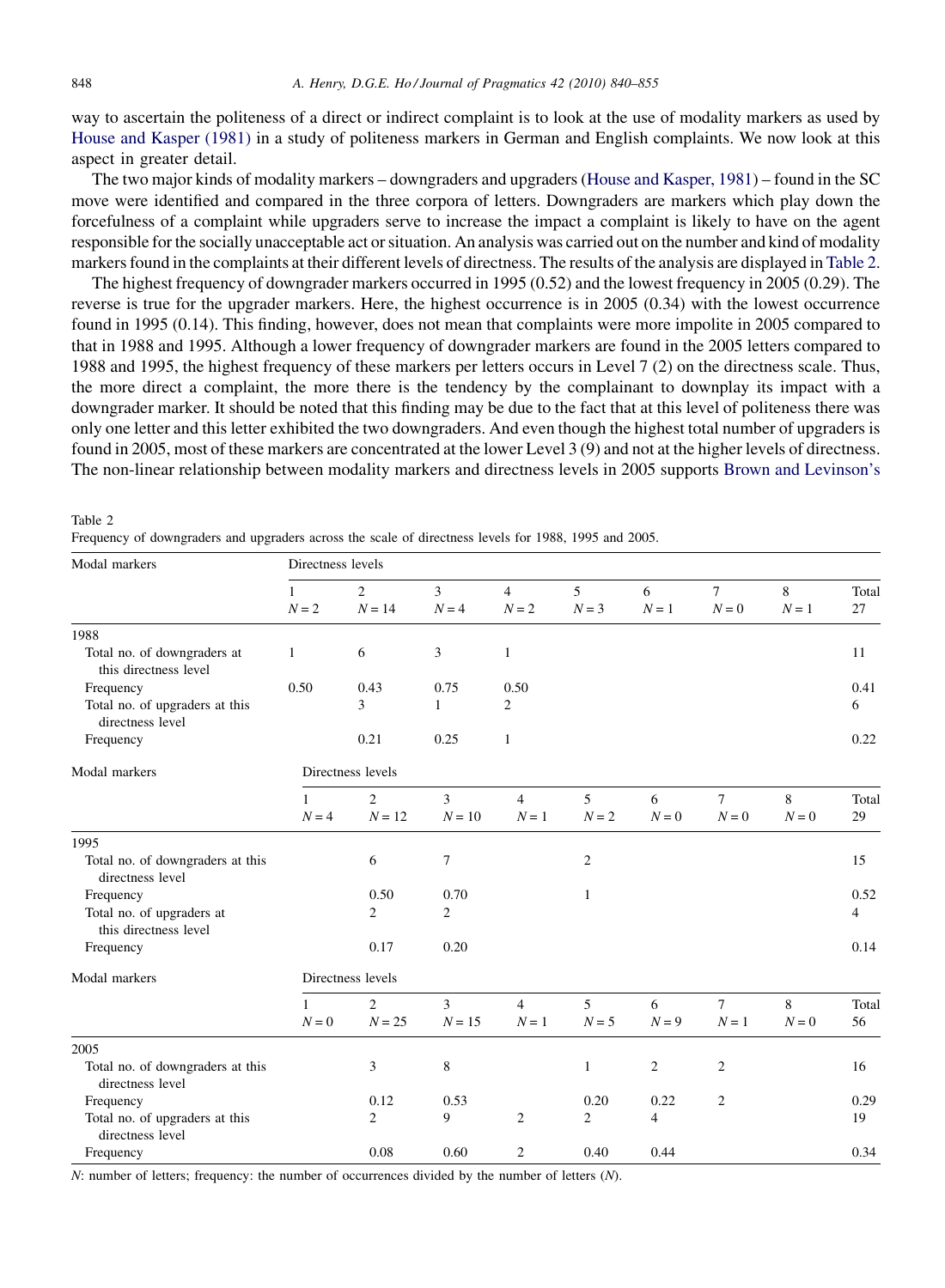way to ascertain the politeness of a direct or indirect complaint is to look at the use of modality markers as used by House and Kasper (1981) in a study of politeness markers in German and English complaints. We now look at this aspect in greater detail.

The two major kinds of modality markers – downgraders and upgraders (House and Kasper, 1981) – found in the SC move were identified and compared in the three corpora of letters. Downgraders are markers which play down the forcefulness of a complaint while upgraders serve to increase the impact a complaint is likely to have on the agent responsible for the socially unacceptable act or situation. An analysis was carried out on the number and kind of modality markers found in the complaints at their different levels of directness. The results of the analysis are displayed in Table 2.

The highest frequency of downgrader markers occurred in 1995 (0.52) and the lowest frequency in 2005 (0.29). The reverse is true for the upgrader markers. Here, the highest occurrence is in 2005 (0.34) with the lowest occurrence found in 1995 (0.14). This finding, however, does not mean that complaints were more impolite in 2005 compared to that in 1988 and 1995. Although a lower frequency of downgrader markers are found in the 2005 letters compared to 1988 and 1995, the highest frequency of these markers per letters occurs in Level 7 (2) on the directness scale. Thus, the more direct a complaint, the more there is the tendency by the complainant to downplay its impact with a downgrader marker. It should be noted that this finding may be due to the fact that at this level of politeness there was only one letter and this letter exhibited the two downgraders. And even though the highest total number of upgraders is found in 2005, most of these markers are concentrated at the lower Level 3 (9) and not at the higher levels of directness. The non-linear relationship between modality markers and directness levels in 2005 supports Brown and Levinson's

Table 2
Frequency of downgraders and upgraders across the scale of directness levels for 1988, 1995 and 2005.

| Modal markers | Directness levels | | | | | | | | |
|---|---|---|---|---|---|---|---|---|---|
| | 1 $N = 2$ | 2 $N = 14$ | 3 $N = 4$ | 4 $N = 2$ | 5 $N = 3$ | 6 $N = 1$ | 7 $N = 0$ | 8 $N = 1$ | Total 27 |
| 1988 | | | | | | | | | |
| Total no. of downgraders at this directness level | 1 | 6 | 3 | 1 | | | | | 11 |
| Frequency | 0.50 | 0.43 | 0.75 | 0.50 | | | | | 0.41 |
| Total no. of upgraders at this directness level | | 3 | 1 | 2 | | | | | 6 |
| Frequency | | 0.21 | 0.25 | 1 | | | | | 0.22 |
| **Modal markers** | **Directness levels** | | | | | | | | |
| | 1 $N = 4$ | 2 $N = 12$ | 3 $N = 10$ | 4 $N = 1$ | 5 $N = 2$ | 6 $N = 0$ | 7 $N = 0$ | 8 $N = 0$ | Total 29 |
| 1995 | | | | | | | | | |
| Total no. of downgraders at this directness level | | 6 | 7 | | 2 | | | | 15 |
| Frequency | | 0.50 | 0.70 | | 1 | | | | 0.52 |
| Total no. of upgraders at this directness level | | 2 | 2 | | | | | | 4 |
| Frequency | | 0.17 | 0.20 | | | | | | 0.14 |
| **Modal markers** | **Directness levels** | | | | | | | | |
| | 1 $N = 0$ | 2 $N = 25$ | 3 $N = 15$ | 4 $N = 1$ | 5 $N = 5$ | 6 $N = 9$ | 7 $N = 1$ | 8 $N = 0$ | Total 56 |
| 2005 | | | | | | | | | |
| Total no. of downgraders at this directness level | | 3 | 8 | | 1 | 2 | 2 | | 16 |
| Frequency | | 0.12 | 0.53 | | 0.20 | 0.22 | 2 | | 0.29 |
| Total no. of upgraders at this directness level | | 2 | 9 | 2 | 2 | 4 | | | 19 |
| Frequency | | 0.08 | 0.60 | 2 | 0.40 | 0.44 | | | 0.34 |

*N*: number of letters; frequency: the number of occurrences divided by the number of letters (*N*).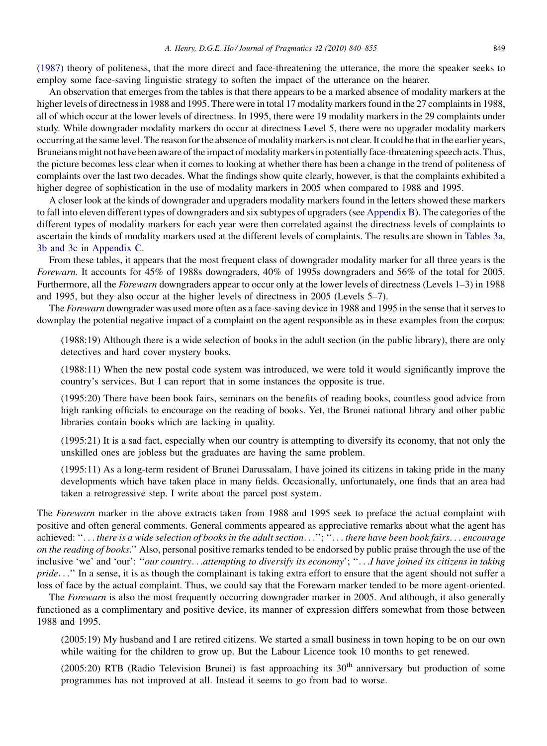(1987) theory of politeness, that the more direct and face-threatening the utterance, the more the speaker seeks to employ some face-saving linguistic strategy to soften the impact of the utterance on the hearer.

An observation that emerges from the tables is that there appears to be a marked absence of modality markers at the higher levels of directness in 1988 and 1995. There were in total 17 modality markers found in the 27 complaints in 1988, all of which occur at the lower levels of directness. In 1995, there were 19 modality markers in the 29 complaints under study. While downgrader modality markers do occur at directness Level 5, there were no upgrader modality markers occurring at the same level. The reason for the absence of modality markers is not clear. It could be that in the earlier years, Bruneians might not have been aware of the impact of modality markers in potentially face-threatening speech acts. Thus, the picture becomes less clear when it comes to looking at whether there has been a change in the trend of politeness of complaints over the last two decades. What the findings show quite clearly, however, is that the complaints exhibited a higher degree of sophistication in the use of modality markers in 2005 when compared to 1988 and 1995.

A closer look at the kinds of downgrader and upgraders modality markers found in the letters showed these markers to fall into eleven different types of downgraders and six subtypes of upgraders (see Appendix B). The categories of the different types of modality markers for each year were then correlated against the directness levels of complaints to ascertain the kinds of modality markers used at the different levels of complaints. The results are shown in Tables 3a, 3b and 3c in Appendix C.

From these tables, it appears that the most frequent class of downgrader modality marker for all three years is the *Forewarn.* It accounts for 45% of 1988s downgraders, 40% of 1995s downgraders and 56% of the total for 2005. Furthermore, all the *Forewarn* downgraders appear to occur only at the lower levels of directness (Levels 1–3) in 1988 and 1995, but they also occur at the higher levels of directness in 2005 (Levels 5–7).

The *Forewarn* downgrader was used more often as a face-saving device in 1988 and 1995 in the sense that it serves to downplay the potential negative impact of a complaint on the agent responsible as in these examples from the corpus:

> (1988:19) Although there is a wide selection of books in the adult section (in the public library), there are only detectives and hard cover mystery books.
>
> (1988:11) When the new postal code system was introduced, we were told it would significantly improve the country's services. But I can report that in some instances the opposite is true.
>
> (1995:20) There have been book fairs, seminars on the benefits of reading books, countless good advice from high ranking officials to encourage on the reading of books. Yet, the Brunei national library and other public libraries contain books which are lacking in quality.
>
> (1995:21) It is a sad fact, especially when our country is attempting to diversify its economy, that not only the unskilled ones are jobless but the graduates are having the same problem.
>
> (1995:11) As a long-term resident of Brunei Darussalam, I have joined its citizens in taking pride in the many developments which have taken place in many fields. Occasionally, unfortunately, one finds that an area had taken a retrogressive step. I write about the parcel post system.

The *Forewarn* marker in the above extracts taken from 1988 and 1995 seek to preface the actual complaint with positive and often general comments. General comments appeared as appreciative remarks about what the agent has achieved: ''*. . . there is a wide selection of books in the adult section*. . .''; ''*. . . there have been book fairs. . . encourage on the reading of books*.'' Also, personal positive remarks tended to be endorsed by public praise through the use of the inclusive 'we' and 'our': ''*our country. . .attempting to diversify its economy*'; ''*. . .I have joined its citizens in taking pride*. . .'' In a sense, it is as though the complainant is taking extra effort to ensure that the agent should not suffer a loss of face by the actual complaint. Thus, we could say that the Forewarn marker tended to be more agent-oriented.

The *Forewarn* is also the most frequently occurring downgrader marker in 2005. And although, it also generally functioned as a complimentary and positive device, its manner of expression differs somewhat from those between 1988 and 1995.

> (2005:19) My husband and I are retired citizens. We started a small business in town hoping to be on our own while waiting for the children to grow up. But the Labour Licence took 10 months to get renewed.
>
> (2005:20) RTB (Radio Television Brunei) is fast approaching its 30th anniversary but production of some programmes has not improved at all. Instead it seems to go from bad to worse.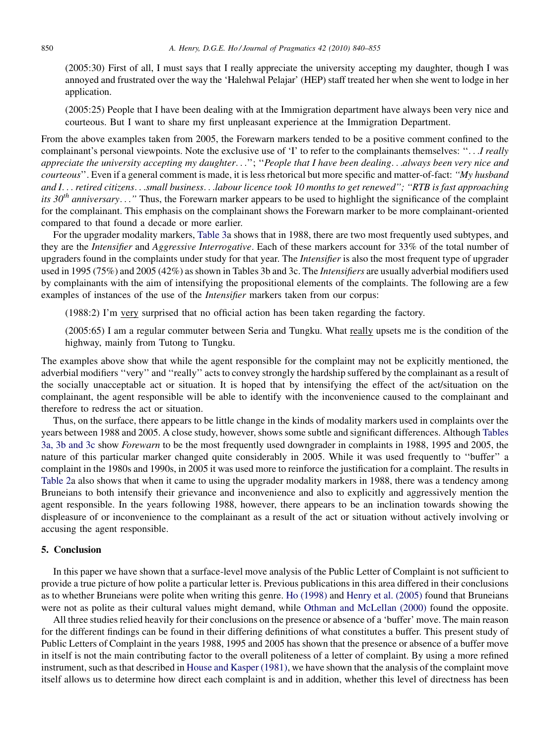(2005:30) First of all, I must says that I really appreciate the university accepting my daughter, though I was annoyed and frustrated over the way the 'Halehwal Pelajar' (HEP) staff treated her when she went to lodge in her application.

(2005:25) People that I have been dealing with at the Immigration department have always been very nice and courteous. But I want to share my first unpleasant experience at the Immigration Department.

From the above examples taken from 2005, the Forewarn markers tended to be a positive comment confined to the complainant's personal viewpoints. Note the exclusive use of 'I' to refer to the complainants themselves: ''*. . .I really appreciate the university accepting my daughter. . .*''; ''*People that I have been dealing. . .always been very nice and courteous*''. Even if a general comment is made, it is less rhetorical but more specific and matter-of-fact: *''My husband and I. . . retired citizens. . .small business. . .labour licence took 10 months to get renewed''; ''RTB is fast approaching its 30th anniversary. . .''* Thus, the Forewarn marker appears to be used to highlight the significance of the complaint for the complainant. This emphasis on the complainant shows the Forewarn marker to be more complainant-oriented compared to that found a decade or more earlier.

For the upgrader modality markers, Table 3a shows that in 1988, there are two most frequently used subtypes, and they are the *Intensifier* and *Aggressive Interrogative*. Each of these markers account for 33% of the total number of upgraders found in the complaints under study for that year. The *Intensifier* is also the most frequent type of upgrader used in 1995 (75%) and 2005 (42%) as shown in Tables 3b and 3c. The *Intensifiers* are usually adverbial modifiers used by complainants with the aim of intensifying the propositional elements of the complaints. The following are a few examples of instances of the use of the *Intensifier* markers taken from our corpus:

(1988:2) I'm very surprised that no official action has been taken regarding the factory.

(2005:65) I am a regular commuter between Seria and Tungku. What really upsets me is the condition of the highway, mainly from Tutong to Tungku.

The examples above show that while the agent responsible for the complaint may not be explicitly mentioned, the adverbial modifiers ''very'' and ''really'' acts to convey strongly the hardship suffered by the complainant as a result of the socially unacceptable act or situation. It is hoped that by intensifying the effect of the act/situation on the complainant, the agent responsible will be able to identify with the inconvenience caused to the complainant and therefore to redress the act or situation.

Thus, on the surface, there appears to be little change in the kinds of modality markers used in complaints over the years between 1988 and 2005. A close study, however, shows some subtle and significant differences. Although Tables 3a, 3b and 3c show *Forewarn* to be the most frequently used downgrader in complaints in 1988, 1995 and 2005, the nature of this particular marker changed quite considerably in 2005. While it was used frequently to ''buffer'' a complaint in the 1980s and 1990s, in 2005 it was used more to reinforce the justification for a complaint. The results in Table 2a also shows that when it came to using the upgrader modality markers in 1988, there was a tendency among Bruneians to both intensify their grievance and inconvenience and also to explicitly and aggressively mention the agent responsible. In the years following 1988, however, there appears to be an inclination towards showing the displeasure of or inconvenience to the complainant as a result of the act or situation without actively involving or accusing the agent responsible.

## 5. Conclusion

In this paper we have shown that a surface-level move analysis of the Public Letter of Complaint is not sufficient to provide a true picture of how polite a particular letter is. Previous publications in this area differed in their conclusions as to whether Bruneians were polite when writing this genre. Ho (1998) and Henry et al. (2005) found that Bruneians were not as polite as their cultural values might demand, while Othman and McLellan (2000) found the opposite.

All three studies relied heavily for their conclusions on the presence or absence of a 'buffer' move. The main reason for the different findings can be found in their differing definitions of what constitutes a buffer. This present study of Public Letters of Complaint in the years 1988, 1995 and 2005 has shown that the presence or absence of a buffer move in itself is not the main contributing factor to the overall politeness of a letter of complaint. By using a more refined instrument, such as that described in House and Kasper (1981), we have shown that the analysis of the complaint move itself allows us to determine how direct each complaint is and in addition, whether this level of directness has been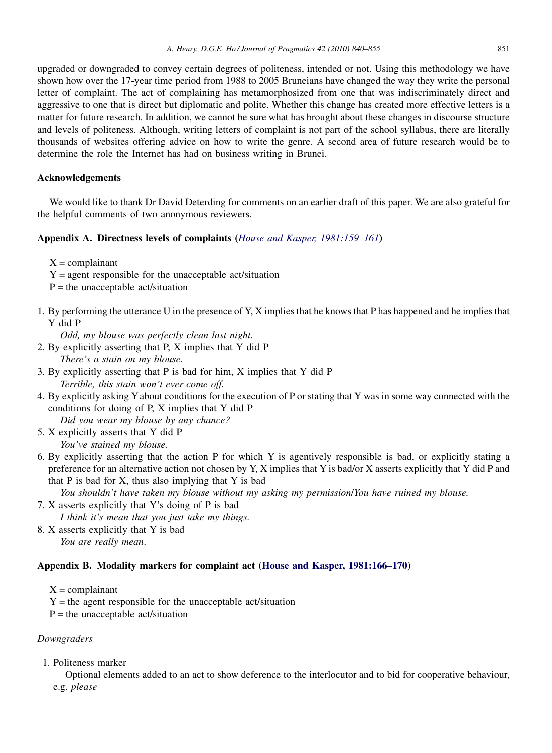upgraded or downgraded to convey certain degrees of politeness, intended or not. Using this methodology we have shown how over the 17-year time period from 1988 to 2005 Bruneians have changed the way they write the personal letter of complaint. The act of complaining has metamorphosized from one that was indiscriminately direct and aggressive to one that is direct but diplomatic and polite. Whether this change has created more effective letters is a matter for future research. In addition, we cannot be sure what has brought about these changes in discourse structure and levels of politeness. Although, writing letters of complaint is not part of the school syllabus, there are literally thousands of websites offering advice on how to write the genre. A second area of future research would be to determine the role the Internet has had on business writing in Brunei.

## Acknowledgements

We would like to thank Dr David Deterding for comments on an earlier draft of this paper. We are also grateful for the helpful comments of two anonymous reviewers.

## Appendix A. Directness levels of complaints (*House and Kasper, 1981:159–161*)

X = complainant
Y = agent responsible for the unacceptable act/situation
P = the unacceptable act/situation

1. By performing the utterance U in the presence of Y, X implies that he knows that P has happened and he implies that Y did P
   *Odd, my blouse was perfectly clean last night.*
2. By explicitly asserting that P, X implies that Y did P
   *There's a stain on my blouse.*
3. By explicitly asserting that P is bad for him, X implies that Y did P
   *Terrible, this stain won't ever come off.*
4. By explicitly asking Y about conditions for the execution of P or stating that Y was in some way connected with the conditions for doing of P, X implies that Y did P
   *Did you wear my blouse by any chance?*
5. X explicitly asserts that Y did P
   *You've stained my blouse.*
6. By explicitly asserting that the action P for which Y is agentively responsible is bad, or explicitly stating a preference for an alternative action not chosen by Y, X implies that Y is bad/or X asserts explicitly that Y did P and that P is bad for X, thus also implying that Y is bad
   *You shouldn't have taken my blouse without my asking my permission/You have ruined my blouse.*
7. X asserts explicitly that Y's doing of P is bad
   *I think it's mean that you just take my things.*
8. X asserts explicitly that Y is bad
   *You are really mean*.

## Appendix B. Modality markers for complaint act (House and Kasper, 1981:166–170)

X = complainant
Y = the agent responsible for the unacceptable act/situation
P = the unacceptable act/situation

### *Downgraders*

1. Politeness marker
   Optional elements added to an act to show deference to the interlocutor and to bid for cooperative behaviour, e.g. *please*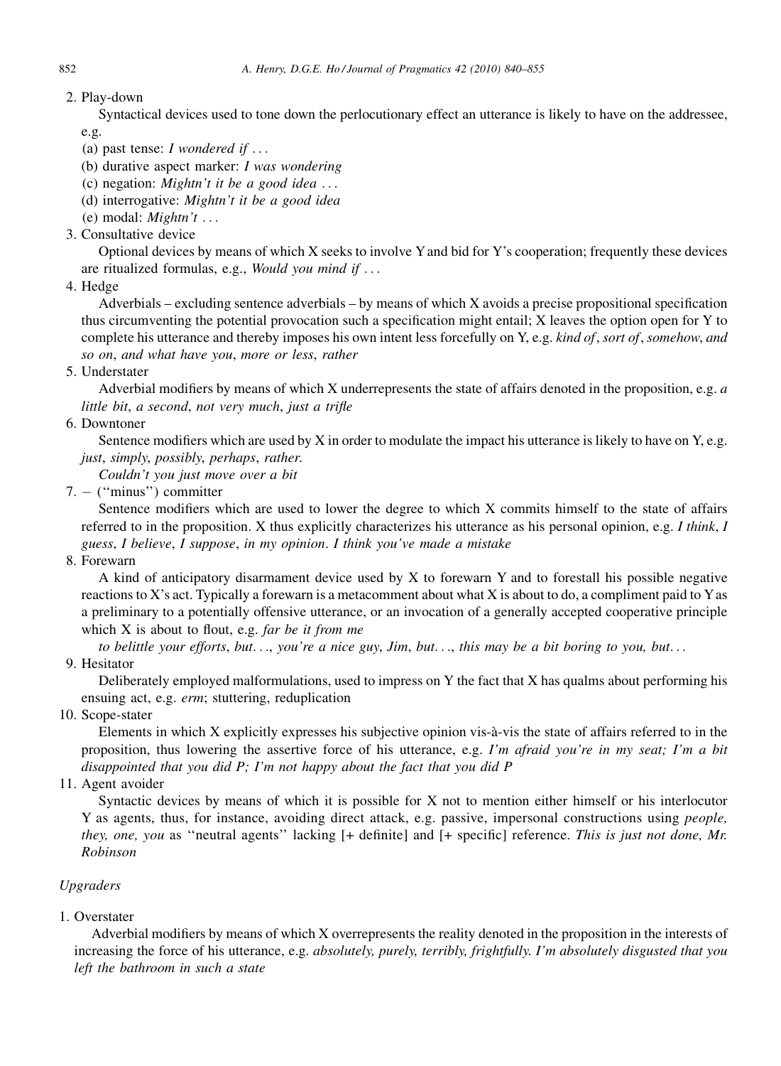2. Play-down

   Syntactical devices used to tone down the perlocutionary effect an utterance is likely to have on the addressee, e.g.

   (a) past tense: *I wondered if ...*
   (b) durative aspect marker: *I was wondering*
   (c) negation: *Mightn't it be a good idea ...*
   (d) interrogative: *Mightn't it be a good idea*
   (e) modal: *Mightn't ...*

3. Consultative device

   Optional devices by means of which X seeks to involve Y and bid for Y's cooperation; frequently these devices are ritualized formulas, e.g., *Would you mind if ...*

4. Hedge

   Adverbials – excluding sentence adverbials – by means of which X avoids a precise propositional specification thus circumventing the potential provocation such a specification might entail; X leaves the option open for Y to complete his utterance and thereby imposes his own intent less forcefully on Y, e.g. *kind of*, *sort of*, *somehow*, *and so on*, *and what have you*, *more or less*, *rather*

5. Understater

   Adverbial modifiers by means of which X underrepresents the state of affairs denoted in the proposition, e.g. *a little bit*, *a second*, *not very much*, *just a trifle*

6. Downtoner

   Sentence modifiers which are used by X in order to modulate the impact his utterance is likely to have on Y, e.g. *just*, *simply*, *possibly*, *perhaps*, *rather.*

   *Couldn't you just move over a bit*

7. − (''minus'') committer

   Sentence modifiers which are used to lower the degree to which X commits himself to the state of affairs referred to in the proposition. X thus explicitly characterizes his utterance as his personal opinion, e.g. *I think*, *I guess*, *I believe*, *I suppose*, *in my opinion*. *I think you've made a mistake*

8. Forewarn

   A kind of anticipatory disarmament device used by X to forewarn Y and to forestall his possible negative reactions to X's act. Typically a forewarn is a metacomment about what X is about to do, a compliment paid to Y as a preliminary to a potentially offensive utterance, or an invocation of a generally accepted cooperative principle which X is about to flout, e.g. *far be it from me*

   *to belittle your efforts*, *but...*, *you're a nice guy*, *Jim*, *but...*, *this may be a bit boring to you, but...*

9. Hesitator

   Deliberately employed malformulations, used to impress on Y the fact that X has qualms about performing his ensuing act, e.g. *erm*; stuttering, reduplication

10. Scope-stater

    Elements in which X explicitly expresses his subjective opinion vis-à-vis the state of affairs referred to in the proposition, thus lowering the assertive force of his utterance, e.g. *I'm afraid you're in my seat; I'm a bit disappointed that you did P; I'm not happy about the fact that you did P*

11. Agent avoider

    Syntactic devices by means of which it is possible for X not to mention either himself or his interlocutor Y as agents, thus, for instance, avoiding direct attack, e.g. passive, impersonal constructions using *people, they, one, you* as ''neutral agents'' lacking [+ definite] and [+ specific] reference. *This is just not done, Mr. Robinson*

*Upgraders*

1. Overstater

   Adverbial modifiers by means of which X overrepresents the reality denoted in the proposition in the interests of increasing the force of his utterance, e.g. *absolutely, purely, terribly, frightfully. I'm absolutely disgusted that you left the bathroom in such a state*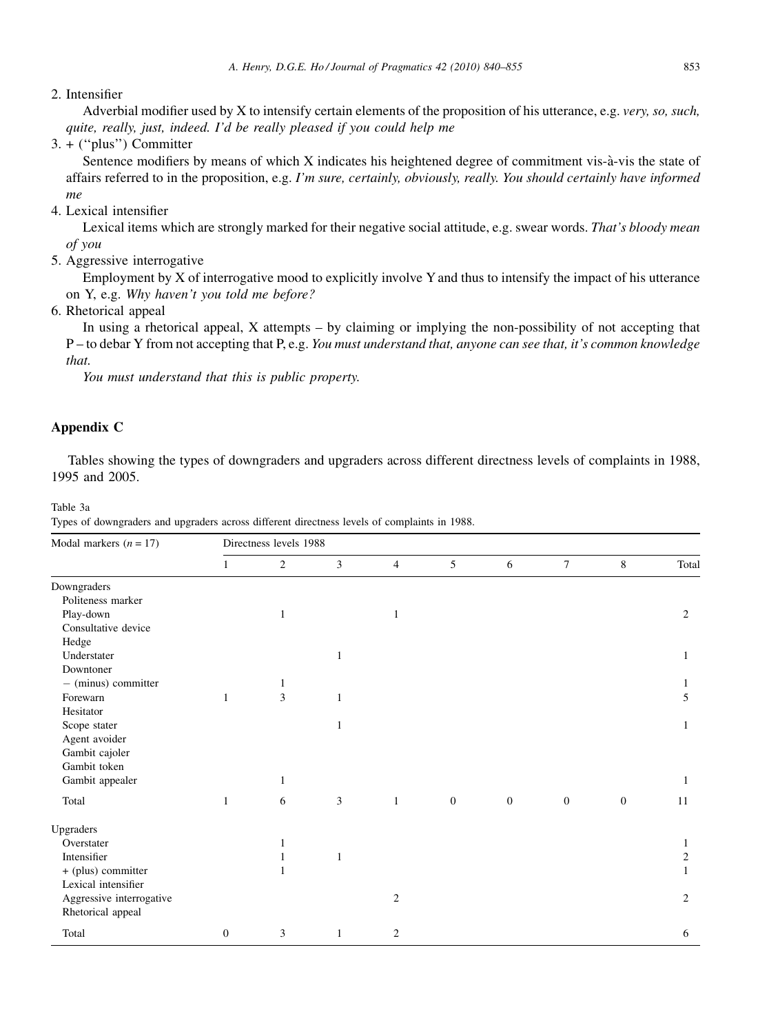2. Intensifier

   Adverbial modifier used by X to intensify certain elements of the proposition of his utterance, e.g. *very, so, such, quite, really, just, indeed. I'd be really pleased if you could help me*

3. + (''plus'') Committer

   Sentence modifiers by means of which X indicates his heightened degree of commitment vis-à-vis the state of affairs referred to in the proposition, e.g. *I'm sure, certainly, obviously, really. You should certainly have informed me*

4. Lexical intensifier

   Lexical items which are strongly marked for their negative social attitude, e.g. swear words. *That's bloody mean of you*

5. Aggressive interrogative

   Employment by X of interrogative mood to explicitly involve Y and thus to intensify the impact of his utterance on Y, e.g. *Why haven't you told me before?*

6. Rhetorical appeal

   In using a rhetorical appeal, X attempts – by claiming or implying the non-possibility of not accepting that P – to debar Y from not accepting that P, e.g. *You must understand that, anyone can see that, it's common knowledge that.*

   *You must understand that this is public property.*

## Appendix C

Tables showing the types of downgraders and upgraders across different directness levels of complaints in 1988, 1995 and 2005.

Table 3a
Types of downgraders and upgraders across different directness levels of complaints in 1988.

| Modal markers ($n = 17$) | Directness levels 1988 | | | | | | | | |
|---|---|---|---|---|---|---|---|---|---|
| | 1 | 2 | 3 | 4 | 5 | 6 | 7 | 8 | Total |
| Downgraders | | | | | | | | | |
| Politeness marker | | | | | | | | | |
| Play-down | | 1 | | 1 | | | | | 2 |
| Consultative device | | | | | | | | | |
| Hedge | | | | | | | | | |
| Understater | | | 1 | | | | | | 1 |
| Downtoner | | | | | | | | | |
| − (minus) committer | | 1 | | | | | | | 1 |
| Forewarn | 1 | 3 | 1 | | | | | | 5 |
| Hesitator | | | | | | | | | |
| Scope stater | | | 1 | | | | | | 1 |
| Agent avoider | | | | | | | | | |
| Gambit cajoler | | | | | | | | | |
| Gambit token | | | | | | | | | |
| Gambit appealer | | 1 | | | | | | | 1 |
| Total | 1 | 6 | 3 | 1 | 0 | 0 | 0 | 0 | 11 |
| Upgraders | | | | | | | | | |
| Overstater | | 1 | | | | | | | 1 |
| Intensifier | | 1 | 1 | | | | | | 2 |
| + (plus) committer | | 1 | | | | | | | 1 |
| Lexical intensifier | | | | | | | | | |
| Aggressive interrogative | | | | 2 | | | | | 2 |
| Rhetorical appeal | | | | | | | | | |
| Total | 0 | 3 | 1 | 2 | | | | | 6 |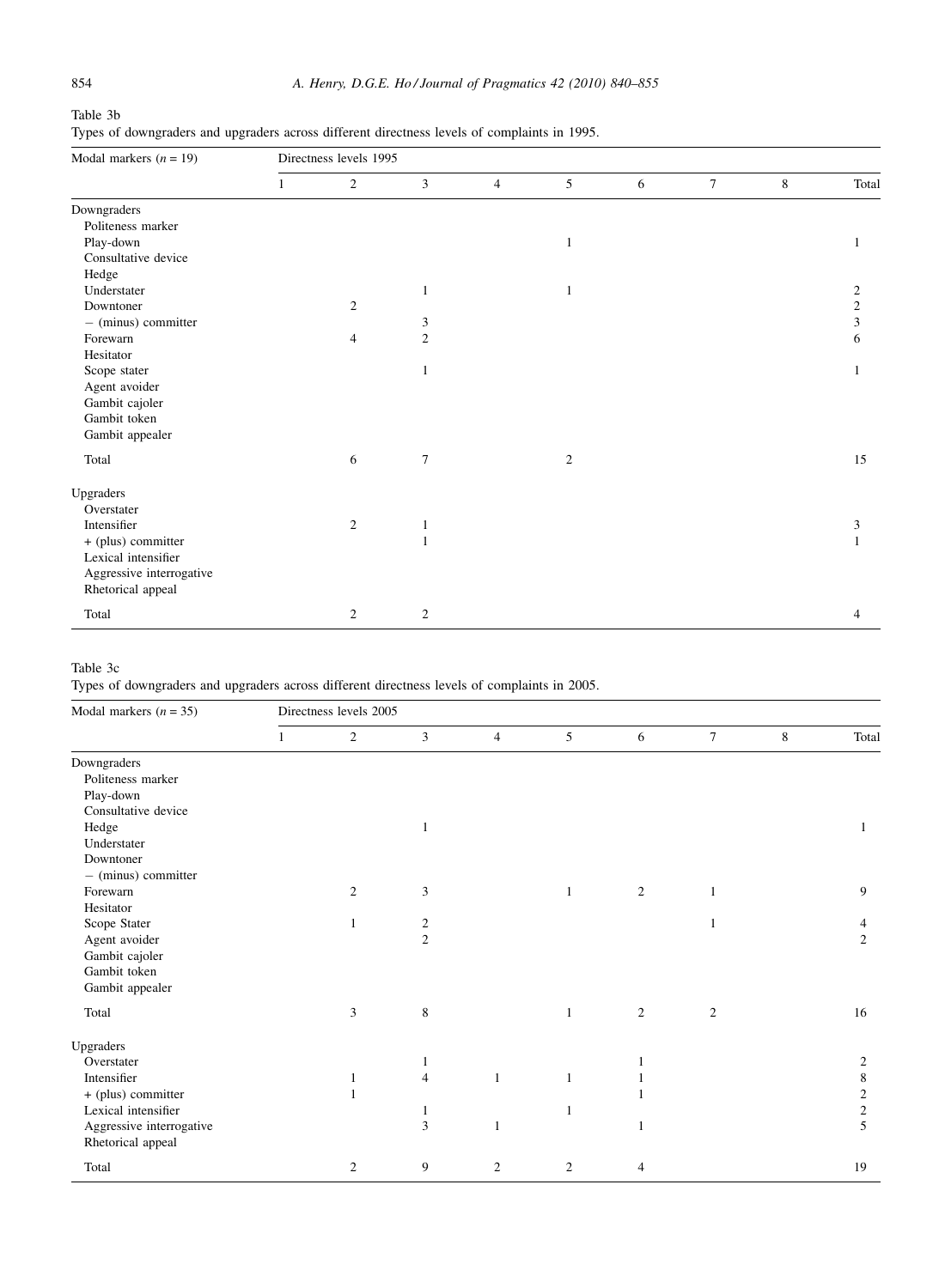Table 3b

Types of downgraders and upgraders across different directness levels of complaints in 1995.

| Modal markers ($n = 19$) | Directness levels 1995 | | | | | | | | |
|---|---|---|---|---|---|---|---|---|---|
| | 1 | 2 | 3 | 4 | 5 | 6 | 7 | 8 | Total |
| Downgraders | | | | | | | | | |
| Politeness marker | | | | | | | | | |
| Play-down | | | | | 1 | | | | 1 |
| Consultative device | | | | | | | | | |
| Hedge | | | | | | | | | |
| Understater | | | 1 | | 1 | | | | 2 |
| Downtoner | | 2 | | | | | | | 2 |
| − (minus) committer | | | 3 | | | | | | 3 |
| Forewarn | | 4 | 2 | | | | | | 6 |
| Hesitator | | | | | | | | | |
| Scope stater | | | 1 | | | | | | 1 |
| Agent avoider | | | | | | | | | |
| Gambit cajoler | | | | | | | | | |
| Gambit token | | | | | | | | | |
| Gambit appealer | | | | | | | | | |
| Total | | 6 | 7 | | 2 | | | | 15 |
| Upgraders | | | | | | | | | |
| Overstater | | | | | | | | | |
| Intensifier | | 2 | 1 | | | | | | 3 |
| + (plus) committer | | | 1 | | | | | | 1 |
| Lexical intensifier | | | | | | | | | |
| Aggressive interrogative | | | | | | | | | |
| Rhetorical appeal | | | | | | | | | |
| Total | | 2 | 2 | | | | | | 4 |

Table 3c

Types of downgraders and upgraders across different directness levels of complaints in 2005.

| Modal markers ($n = 35$) | Directness levels 2005 | | | | | | | | |
|---|---|---|---|---|---|---|---|---|---|
| | 1 | 2 | 3 | 4 | 5 | 6 | 7 | 8 | Total |
| Downgraders | | | | | | | | | |
| Politeness marker | | | | | | | | | |
| Play-down | | | | | | | | | |
| Consultative device | | | | | | | | | |
| Hedge | | | 1 | | | | | | 1 |
| Understater | | | | | | | | | |
| Downtoner | | | | | | | | | |
| − (minus) committer | | | | | | | | | |
| Forewarn | | 2 | 3 | | 1 | 2 | 1 | | 9 |
| Hesitator | | | | | | | | | |
| Scope Stater | | 1 | 2 | | | | 1 | | 4 |
| Agent avoider | | | 2 | | | | | | 2 |
| Gambit cajoler | | | | | | | | | |
| Gambit token | | | | | | | | | |
| Gambit appealer | | | | | | | | | |
| Total | | 3 | 8 | | 1 | 2 | 2 | | 16 |
| Upgraders | | | | | | | | | |
| Overstater | | | 1 | | | 1 | | | 2 |
| Intensifier | | 1 | 4 | 1 | 1 | 1 | | | 8 |
| + (plus) committer | | 1 | | | | 1 | | | 2 |
| Lexical intensifier | | | 1 | | 1 | | | | 2 |
| Aggressive interrogative | | | 3 | 1 | | 1 | | | 5 |
| Rhetorical appeal | | | | | | | | | |
| Total | | 2 | 9 | 2 | 2 | 4 | | | 19 |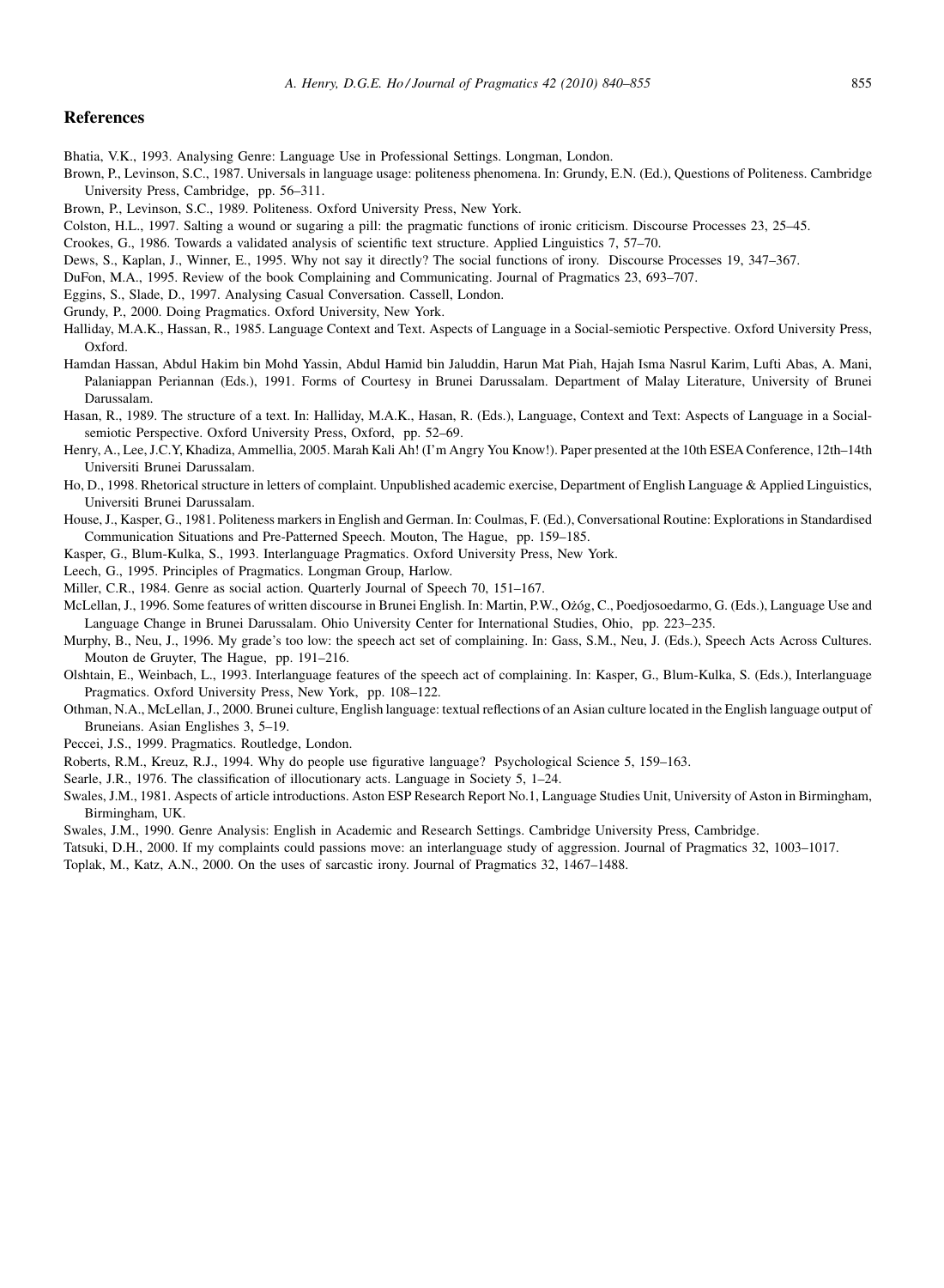## References

Bhatia, V.K., 1993. Analysing Genre: Language Use in Professional Settings. Longman, London.

Brown, P., Levinson, S.C., 1987. Universals in language usage: politeness phenomena. In: Grundy, E.N. (Ed.), Questions of Politeness. Cambridge University Press, Cambridge, pp. 56–311.

Brown, P., Levinson, S.C., 1989. Politeness. Oxford University Press, New York.

Colston, H.L., 1997. Salting a wound or sugaring a pill: the pragmatic functions of ironic criticism. Discourse Processes 23, 25–45.

Crookes, G., 1986. Towards a validated analysis of scientific text structure. Applied Linguistics 7, 57–70.

Dews, S., Kaplan, J., Winner, E., 1995. Why not say it directly? The social functions of irony. Discourse Processes 19, 347–367.

DuFon, M.A., 1995. Review of the book Complaining and Communicating. Journal of Pragmatics 23, 693–707.

Eggins, S., Slade, D., 1997. Analysing Casual Conversation. Cassell, London.

Grundy, P., 2000. Doing Pragmatics. Oxford University, New York.

Halliday, M.A.K., Hassan, R., 1985. Language Context and Text. Aspects of Language in a Social-semiotic Perspective. Oxford University Press, Oxford.

Hamdan Hassan, Abdul Hakim bin Mohd Yassin, Abdul Hamid bin Jaluddin, Harun Mat Piah, Hajah Isma Nasrul Karim, Lufti Abas, A. Mani, Palaniappan Periannan (Eds.), 1991. Forms of Courtesy in Brunei Darussalam. Department of Malay Literature, University of Brunei Darussalam.

Hasan, R., 1989. The structure of a text. In: Halliday, M.A.K., Hasan, R. (Eds.), Language, Context and Text: Aspects of Language in a Social-semiotic Perspective. Oxford University Press, Oxford, pp. 52–69.

Henry, A., Lee, J.C.Y, Khadiza, Ammellia, 2005. Marah Kali Ah! (I'm Angry You Know!). Paper presented at the 10th ESEA Conference, 12th–14th Universiti Brunei Darussalam.

Ho, D., 1998. Rhetorical structure in letters of complaint. Unpublished academic exercise, Department of English Language & Applied Linguistics, Universiti Brunei Darussalam.

House, J., Kasper, G., 1981. Politeness markers in English and German. In: Coulmas, F. (Ed.), Conversational Routine: Explorations in Standardised Communication Situations and Pre-Patterned Speech. Mouton, The Hague, pp. 159–185.

Kasper, G., Blum-Kulka, S., 1993. Interlanguage Pragmatics. Oxford University Press, New York.

Leech, G., 1995. Principles of Pragmatics. Longman Group, Harlow.

Miller, C.R., 1984. Genre as social action. Quarterly Journal of Speech 70, 151–167.

McLellan, J., 1996. Some features of written discourse in Brunei English. In: Martin, P.W., Ożóg, C., Poedjosoedarmo, G. (Eds.), Language Use and Language Change in Brunei Darussalam. Ohio University Center for International Studies, Ohio, pp. 223–235.

Murphy, B., Neu, J., 1996. My grade's too low: the speech act set of complaining. In: Gass, S.M., Neu, J. (Eds.), Speech Acts Across Cultures. Mouton de Gruyter, The Hague, pp. 191–216.

Olshtain, E., Weinbach, L., 1993. Interlanguage features of the speech act of complaining. In: Kasper, G., Blum-Kulka, S. (Eds.), Interlanguage Pragmatics. Oxford University Press, New York, pp. 108–122.

Othman, N.A., McLellan, J., 2000. Brunei culture, English language: textual reflections of an Asian culture located in the English language output of Bruneians. Asian Englishes 3, 5–19.

Peccei, J.S., 1999. Pragmatics. Routledge, London.

Roberts, R.M., Kreuz, R.J., 1994. Why do people use figurative language? Psychological Science 5, 159–163.

Searle, J.R., 1976. The classification of illocutionary acts. Language in Society 5, 1–24.

Swales, J.M., 1981. Aspects of article introductions. Aston ESP Research Report No.1, Language Studies Unit, University of Aston in Birmingham, Birmingham, UK.

Swales, J.M., 1990. Genre Analysis: English in Academic and Research Settings. Cambridge University Press, Cambridge.

Tatsuki, D.H., 2000. If my complaints could passions move: an interlanguage study of aggression. Journal of Pragmatics 32, 1003–1017.

Toplak, M., Katz, A.N., 2000. On the uses of sarcastic irony. Journal of Pragmatics 32, 1467–1488.